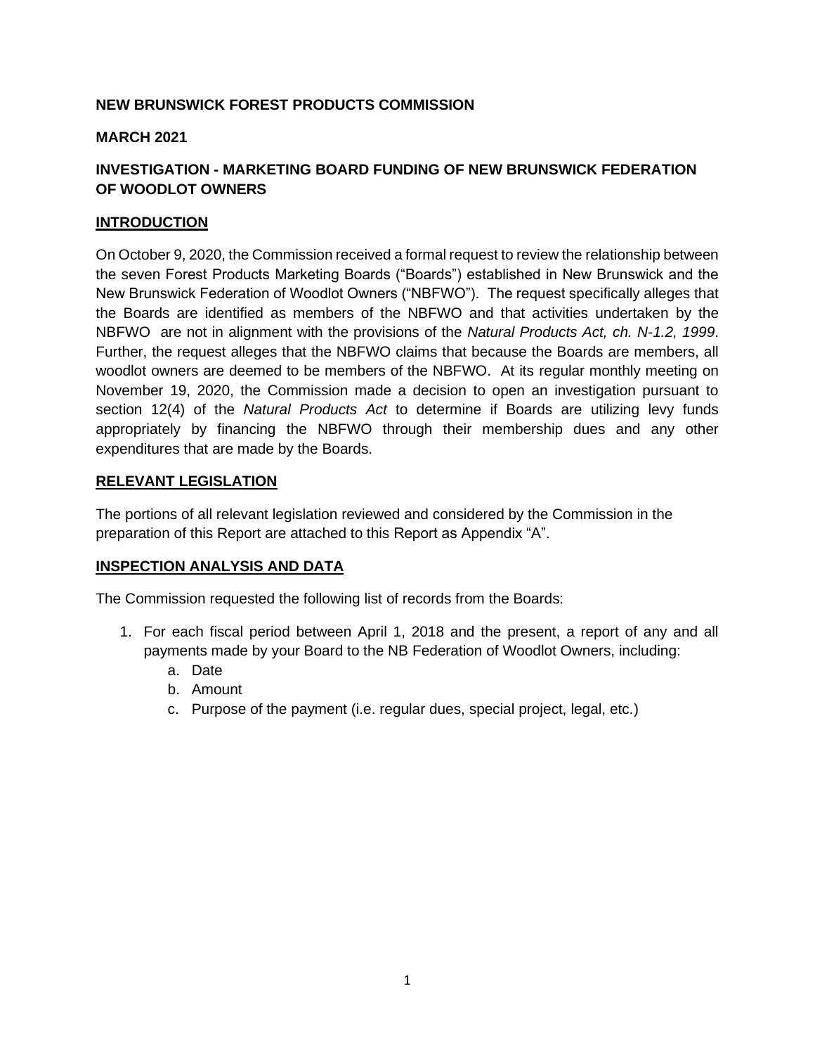**NEW BRUNSWICK FOREST PRODUCTS COMMISSION**

**MARCH 2021**

**INVESTIGATION - MARKETING BOARD FUNDING OF NEW BRUNSWICK FEDERATION OF WOODLOT OWNERS**

## INTRODUCTION

On October 9, 2020, the Commission received a formal request to review the relationship between the seven Forest Products Marketing Boards ("Boards") established in New Brunswick and the New Brunswick Federation of Woodlot Owners ("NBFWO"). The request specifically alleges that the Boards are identified as members of the NBFWO and that activities undertaken by the NBFWO are not in alignment with the provisions of the *Natural Products Act, ch. N-1.2, 1999*. Further, the request alleges that the NBFWO claims that because the Boards are members, all woodlot owners are deemed to be members of the NBFWO. At its regular monthly meeting on November 19, 2020, the Commission made a decision to open an investigation pursuant to section 12(4) of the *Natural Products Act* to determine if Boards are utilizing levy funds appropriately by financing the NBFWO through their membership dues and any other expenditures that are made by the Boards.

## RELEVANT LEGISLATION

The portions of all relevant legislation reviewed and considered by the Commission in the preparation of this Report are attached to this Report as Appendix "A".

## INSPECTION ANALYSIS AND DATA

The Commission requested the following list of records from the Boards:

1. For each fiscal period between April 1, 2018 and the present, a report of any and all payments made by your Board to the NB Federation of Woodlot Owners, including:
   a. Date
   b. Amount
   c. Purpose of the payment (i.e. regular dues, special project, legal, etc.)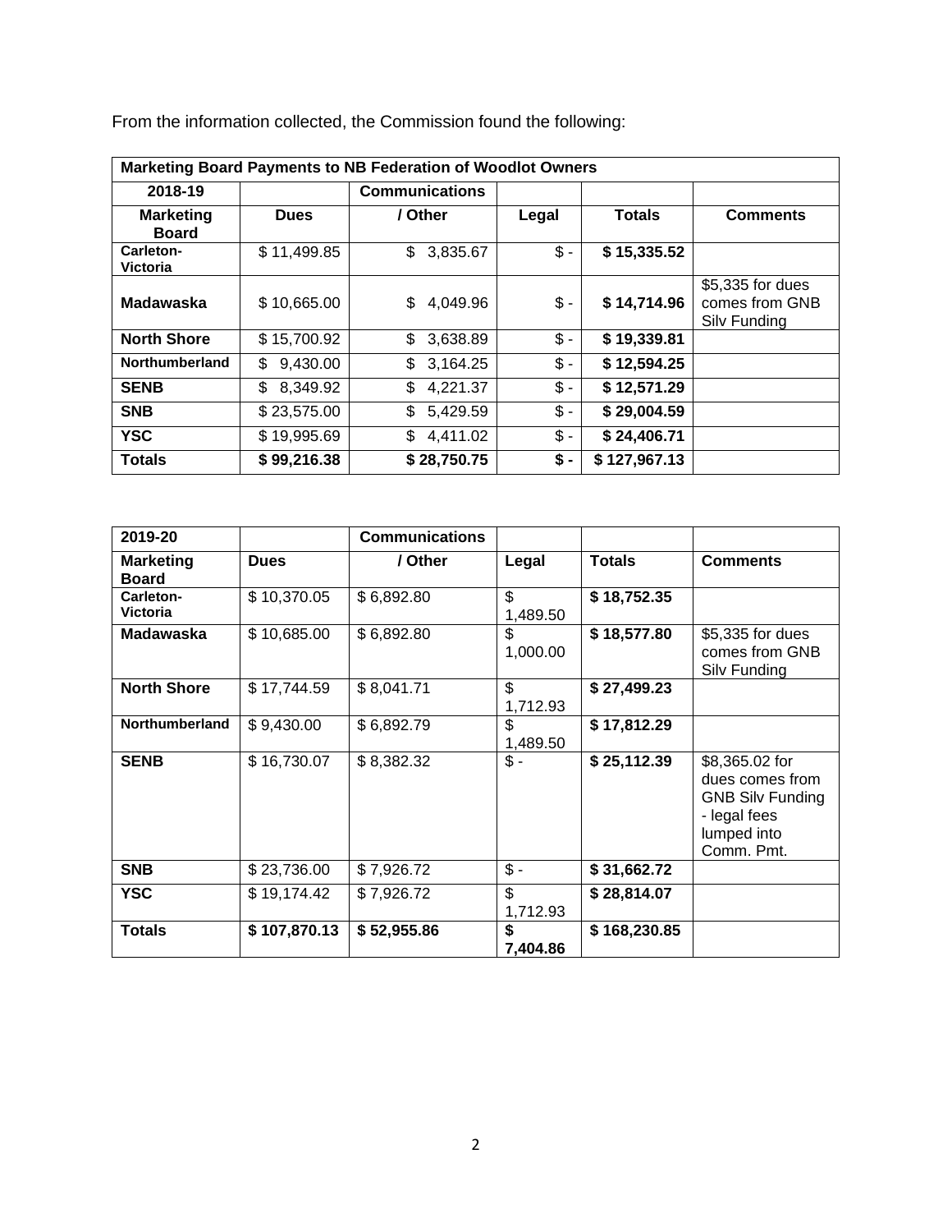From the information collected, the Commission found the following:

| Marketing Board Payments to NB Federation of Woodlot Owners | | | | | |
|---|---|---|---|---|---|
| 2018-19 | | Communications | | | |
| Marketing Board | Dues | / Other | Legal | Totals | Comments |
| Carleton-Victoria | $ 11,499.85 | $ 3,835.67 | $ - | **$ 15,335.52** | |
| **Madawaska** | $ 10,665.00 | $ 4,049.96 | $ - | **$ 14,714.96** | $5,335 for dues comes from GNB Silv Funding |
| **North Shore** | $ 15,700.92 | $ 3,638.89 | $ - | **$ 19,339.81** | |
| **Northumberland** | $ 9,430.00 | $ 3,164.25 | $ - | **$ 12,594.25** | |
| **SENB** | $ 8,349.92 | $ 4,221.37 | $ - | **$ 12,571.29** | |
| **SNB** | $ 23,575.00 | $ 5,429.59 | $ - | **$ 29,004.59** | |
| **YSC** | $ 19,995.69 | $ 4,411.02 | $ - | **$ 24,406.71** | |
| **Totals** | **$ 99,216.38** | **$ 28,750.75** | **$ -** | **$ 127,967.13** | |

| 2019-20 | | Communications | | | |
|---|---|---|---|---|---|
| **Marketing Board** | **Dues** | **/ Other** | **Legal** | **Totals** | **Comments** |
| **Carleton-Victoria** | $ 10,370.05 | $ 6,892.80 | $ 1,489.50 | **$ 18,752.35** | |
| **Madawaska** | $ 10,685.00 | $ 6,892.80 | $ 1,000.00 | **$ 18,577.80** | $5,335 for dues comes from GNB Silv Funding |
| **North Shore** | $ 17,744.59 | $ 8,041.71 | $ 1,712.93 | **$ 27,499.23** | |
| **Northumberland** | $ 9,430.00 | $ 6,892.79 | $ 1,489.50 | **$ 17,812.29** | |
| **SENB** | $ 16,730.07 | $ 8,382.32 | $ - | **$ 25,112.39** | $8,365.02 for dues comes from GNB Silv Funding - legal fees lumped into Comm. Pmt. |
| **SNB** | $ 23,736.00 | $ 7,926.72 | $ - | **$ 31,662.72** | |
| **YSC** | $ 19,174.42 | $ 7,926.72 | $ 1,712.93 | **$ 28,814.07** | |
| **Totals** | **$ 107,870.13** | **$ 52,955.86** | **$ 7,404.86** | **$ 168,230.85** | |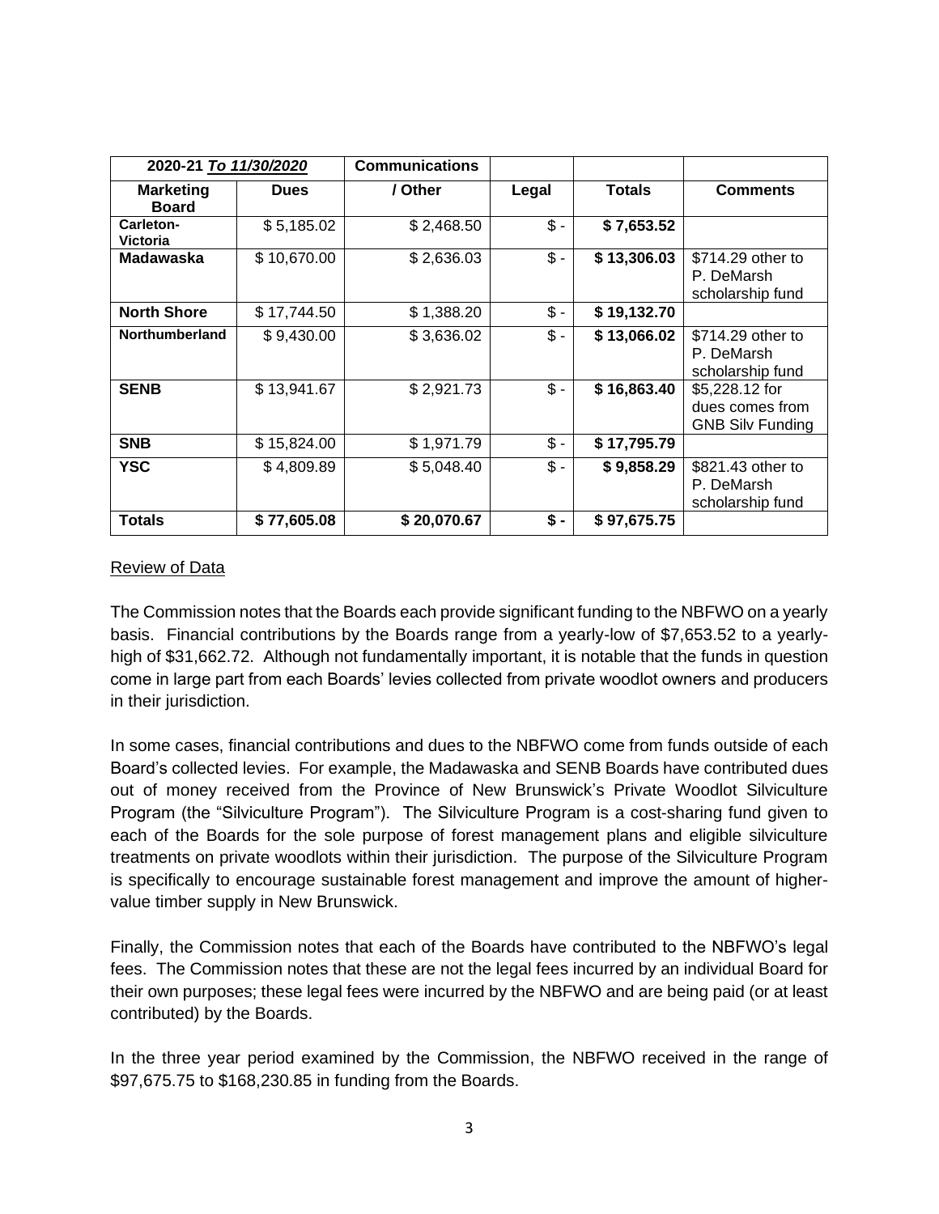| 2020-21 *To 11/30/2020* | | Communications | | | |
|---|---|---|---|---|---|
| **Marketing Board** | **Dues** | **/ Other** | **Legal** | **Totals** | **Comments** |
| **Carleton-Victoria** | $ 5,185.02 | $ 2,468.50 | $ - | **$ 7,653.52** | |
| **Madawaska** | $ 10,670.00 | $ 2,636.03 | $ - | **$ 13,306.03** | $714.29 other to P. DeMarsh scholarship fund |
| **North Shore** | $ 17,744.50 | $ 1,388.20 | $ - | **$ 19,132.70** | |
| **Northumberland** | $ 9,430.00 | $ 3,636.02 | $ - | **$ 13,066.02** | $714.29 other to P. DeMarsh scholarship fund |
| **SENB** | $ 13,941.67 | $ 2,921.73 | $ - | **$ 16,863.40** | $5,228.12 for dues comes from GNB Silv Funding |
| **SNB** | $ 15,824.00 | $ 1,971.79 | $ - | **$ 17,795.79** | |
| **YSC** | $ 4,809.89 | $ 5,048.40 | $ - | **$ 9,858.29** | $821.43 other to P. DeMarsh scholarship fund |
| **Totals** | **$ 77,605.08** | **$ 20,070.67** | **$ -** | **$ 97,675.75** | |

Review of Data

The Commission notes that the Boards each provide significant funding to the NBFWO on a yearly basis. Financial contributions by the Boards range from a yearly-low of $7,653.52 to a yearly-high of $31,662.72. Although not fundamentally important, it is notable that the funds in question come in large part from each Boards' levies collected from private woodlot owners and producers in their jurisdiction.

In some cases, financial contributions and dues to the NBFWO come from funds outside of each Board's collected levies. For example, the Madawaska and SENB Boards have contributed dues out of money received from the Province of New Brunswick's Private Woodlot Silviculture Program (the "Silviculture Program"). The Silviculture Program is a cost-sharing fund given to each of the Boards for the sole purpose of forest management plans and eligible silviculture treatments on private woodlots within their jurisdiction. The purpose of the Silviculture Program is specifically to encourage sustainable forest management and improve the amount of higher-value timber supply in New Brunswick.

Finally, the Commission notes that each of the Boards have contributed to the NBFWO's legal fees. The Commission notes that these are not the legal fees incurred by an individual Board for their own purposes; these legal fees were incurred by the NBFWO and are being paid (or at least contributed) by the Boards.

In the three year period examined by the Commission, the NBFWO received in the range of $97,675.75 to $168,230.85 in funding from the Boards.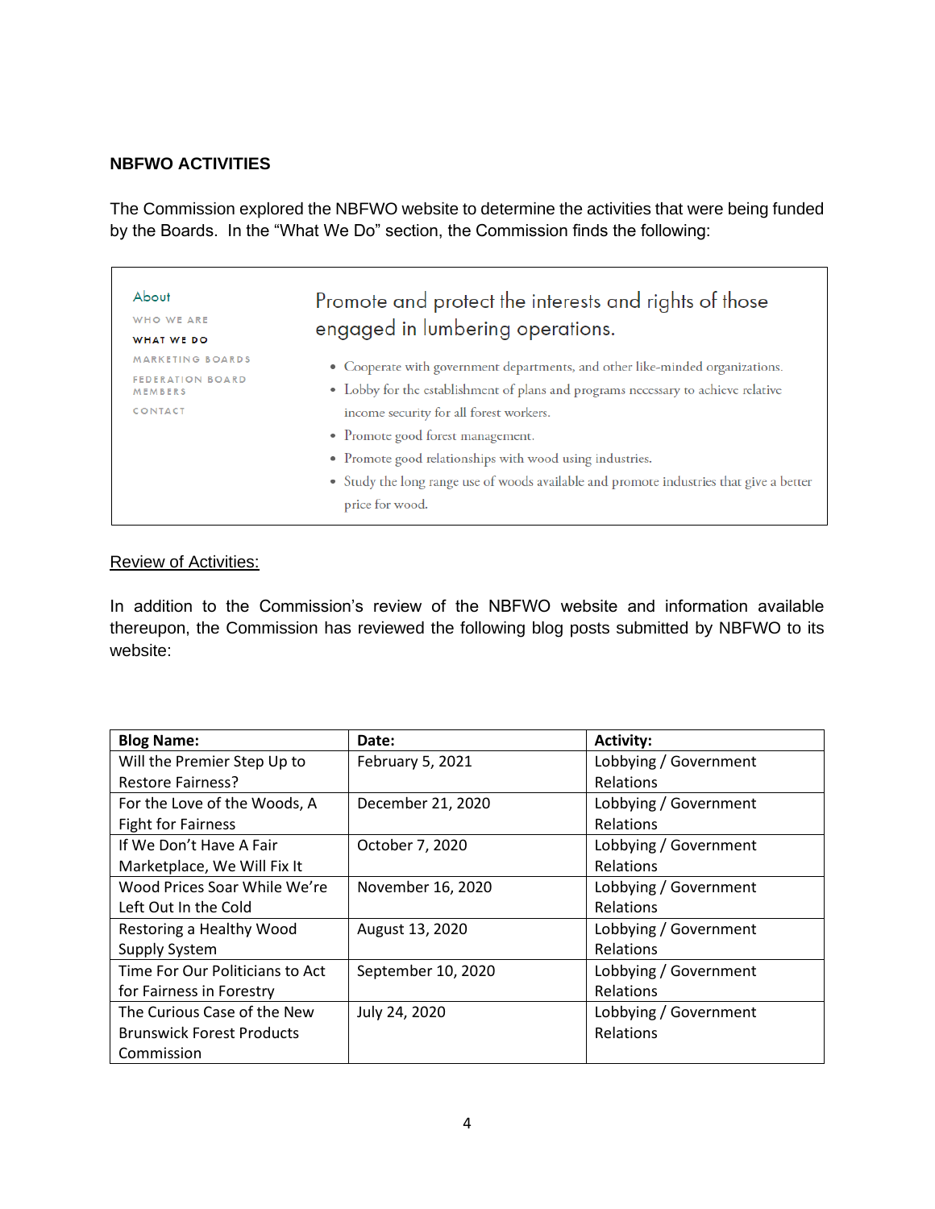**NBFWO ACTIVITIES**

The Commission explored the NBFWO website to determine the activities that were being funded by the Boards. In the "What We Do" section, the Commission finds the following:

> About
>
> WHO WE ARE
>
> **WHAT WE DO**
>
> MARKETING BOARDS
>
> FEDERATION BOARD MEMBERS
>
> CONTACT
>
> Promote and protect the interests and rights of those engaged in lumbering operations.
>
> - Cooperate with government departments, and other like-minded organizations.
> - Lobby for the establishment of plans and programs necessary to achieve relative income security for all forest workers.
> - Promote good forest management.
> - Promote good relationships with wood using industries.
> - Study the long range use of woods available and promote industries that give a better price for wood.

<u>Review of Activities:</u>

In addition to the Commission's review of the NBFWO website and information available thereupon, the Commission has reviewed the following blog posts submitted by NBFWO to its website:

| **Blog Name:** | **Date:** | **Activity:** |
| --- | --- | --- |
| Will the Premier Step Up to Restore Fairness? | February 5, 2021 | Lobbying / Government Relations |
| For the Love of the Woods, A Fight for Fairness | December 21, 2020 | Lobbying / Government Relations |
| If We Don't Have A Fair Marketplace, We Will Fix It | October 7, 2020 | Lobbying / Government Relations |
| Wood Prices Soar While We're Left Out In the Cold | November 16, 2020 | Lobbying / Government Relations |
| Restoring a Healthy Wood Supply System | August 13, 2020 | Lobbying / Government Relations |
| Time For Our Politicians to Act for Fairness in Forestry | September 10, 2020 | Lobbying / Government Relations |
| The Curious Case of the New Brunswick Forest Products Commission | July 24, 2020 | Lobbying / Government Relations |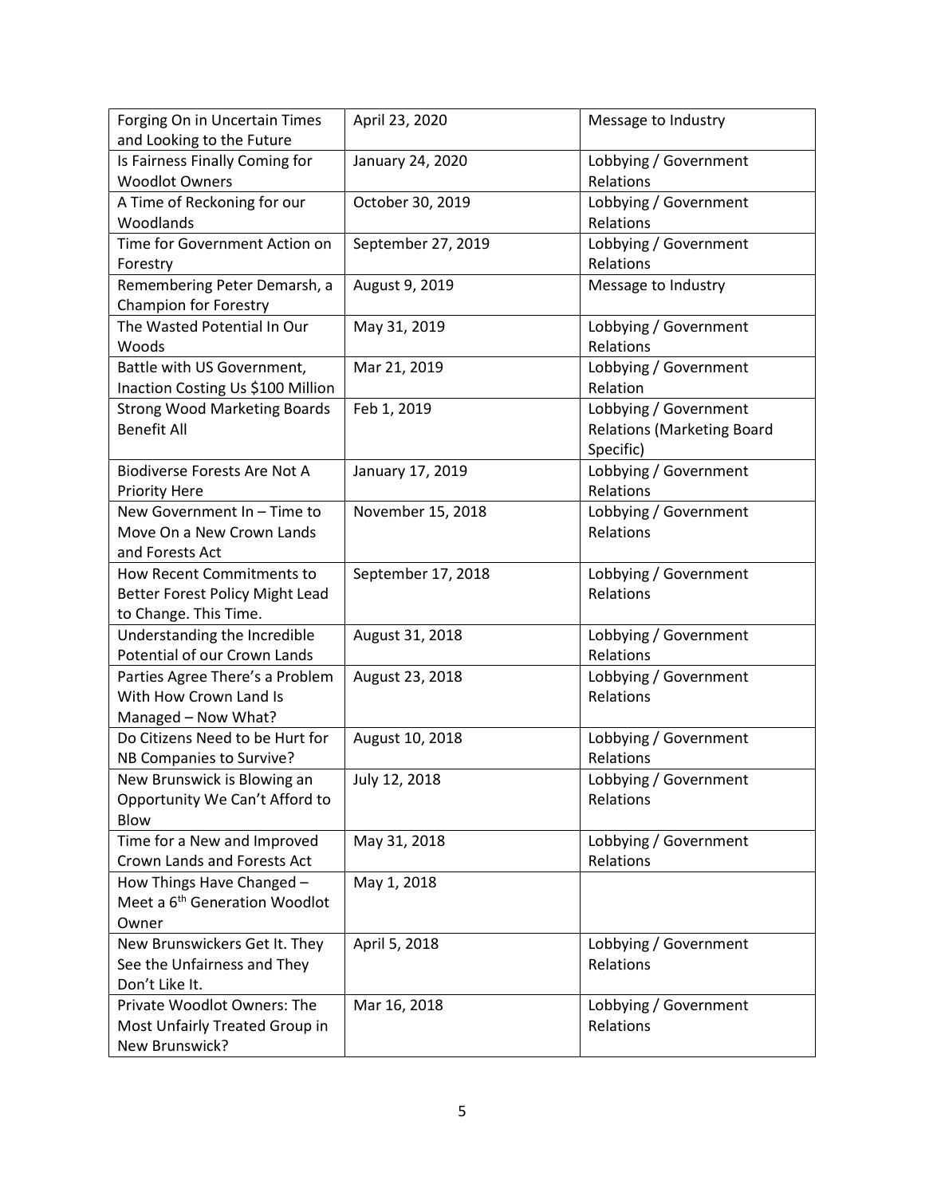| | | |
|---|---|---|
| Forging On in Uncertain Times and Looking to the Future | April 23, 2020 | Message to Industry |
| Is Fairness Finally Coming for Woodlot Owners | January 24, 2020 | Lobbying / Government Relations |
| A Time of Reckoning for our Woodlands | October 30, 2019 | Lobbying / Government Relations |
| Time for Government Action on Forestry | September 27, 2019 | Lobbying / Government Relations |
| Remembering Peter Demarsh, a Champion for Forestry | August 9, 2019 | Message to Industry |
| The Wasted Potential In Our Woods | May 31, 2019 | Lobbying / Government Relations |
| Battle with US Government, Inaction Costing Us $100 Million | Mar 21, 2019 | Lobbying / Government Relation |
| Strong Wood Marketing Boards Benefit All | Feb 1, 2019 | Lobbying / Government Relations (Marketing Board Specific) |
| Biodiverse Forests Are Not A Priority Here | January 17, 2019 | Lobbying / Government Relations |
| New Government In – Time to Move On a New Crown Lands and Forests Act | November 15, 2018 | Lobbying / Government Relations |
| How Recent Commitments to Better Forest Policy Might Lead to Change. This Time. | September 17, 2018 | Lobbying / Government Relations |
| Understanding the Incredible Potential of our Crown Lands | August 31, 2018 | Lobbying / Government Relations |
| Parties Agree There's a Problem With How Crown Land Is Managed – Now What? | August 23, 2018 | Lobbying / Government Relations |
| Do Citizens Need to be Hurt for NB Companies to Survive? | August 10, 2018 | Lobbying / Government Relations |
| New Brunswick is Blowing an Opportunity We Can't Afford to Blow | July 12, 2018 | Lobbying / Government Relations |
| Time for a New and Improved Crown Lands and Forests Act | May 31, 2018 | Lobbying / Government Relations |
| How Things Have Changed – Meet a 6th Generation Woodlot Owner | May 1, 2018 | |
| New Brunswickers Get It. They See the Unfairness and They Don't Like It. | April 5, 2018 | Lobbying / Government Relations |
| Private Woodlot Owners: The Most Unfairly Treated Group in New Brunswick? | Mar 16, 2018 | Lobbying / Government Relations |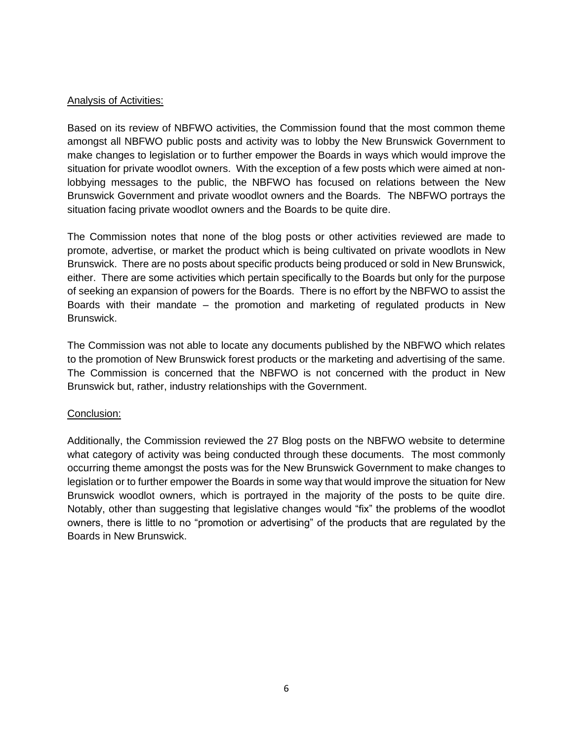<u>Analysis of Activities:</u>

Based on its review of NBFWO activities, the Commission found that the most common theme amongst all NBFWO public posts and activity was to lobby the New Brunswick Government to make changes to legislation or to further empower the Boards in ways which would improve the situation for private woodlot owners. With the exception of a few posts which were aimed at non-lobbying messages to the public, the NBFWO has focused on relations between the New Brunswick Government and private woodlot owners and the Boards. The NBFWO portrays the situation facing private woodlot owners and the Boards to be quite dire.

The Commission notes that none of the blog posts or other activities reviewed are made to promote, advertise, or market the product which is being cultivated on private woodlots in New Brunswick. There are no posts about specific products being produced or sold in New Brunswick, either. There are some activities which pertain specifically to the Boards but only for the purpose of seeking an expansion of powers for the Boards. There is no effort by the NBFWO to assist the Boards with their mandate – the promotion and marketing of regulated products in New Brunswick.

The Commission was not able to locate any documents published by the NBFWO which relates to the promotion of New Brunswick forest products or the marketing and advertising of the same. The Commission is concerned that the NBFWO is not concerned with the product in New Brunswick but, rather, industry relationships with the Government.

<u>Conclusion:</u>

Additionally, the Commission reviewed the 27 Blog posts on the NBFWO website to determine what category of activity was being conducted through these documents. The most commonly occurring theme amongst the posts was for the New Brunswick Government to make changes to legislation or to further empower the Boards in some way that would improve the situation for New Brunswick woodlot owners, which is portrayed in the majority of the posts to be quite dire. Notably, other than suggesting that legislative changes would "fix" the problems of the woodlot owners, there is little to no "promotion or advertising" of the products that are regulated by the Boards in New Brunswick.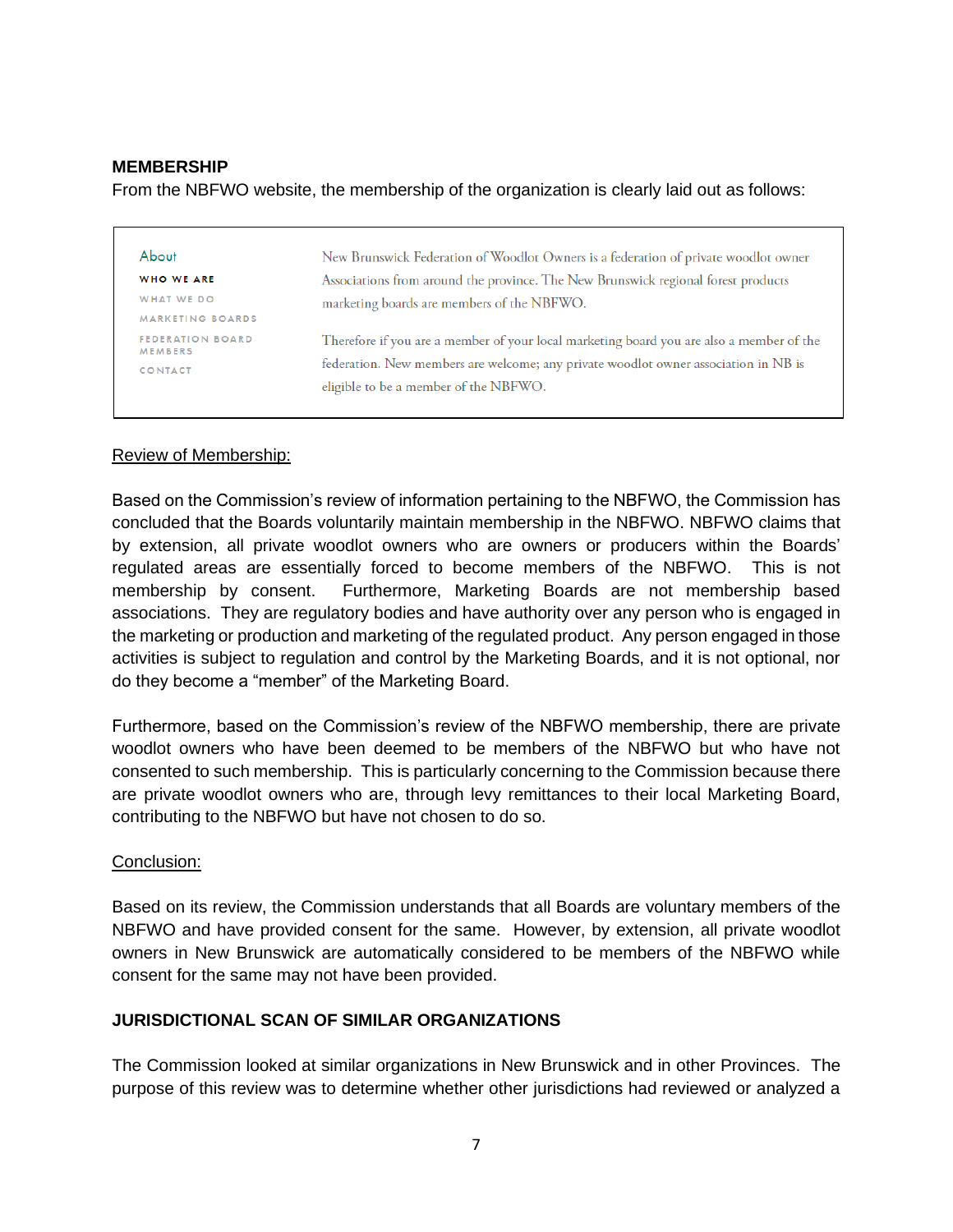**MEMBERSHIP**

From the NBFWO website, the membership of the organization is clearly laid out as follows:

> About
>
> WHO WE ARE
>
> WHAT WE DO
>
> MARKETING BOARDS
>
> FEDERATION BOARD MEMBERS
>
> CONTACT
>
> New Brunswick Federation of Woodlot Owners is a federation of private woodlot owner Associations from around the province. The New Brunswick regional forest products marketing boards are members of the NBFWO.
>
> Therefore if you are a member of your local marketing board you are also a member of the federation. New members are welcome; any private woodlot owner association in NB is eligible to be a member of the NBFWO.

Review of Membership:

Based on the Commission's review of information pertaining to the NBFWO, the Commission has concluded that the Boards voluntarily maintain membership in the NBFWO. NBFWO claims that by extension, all private woodlot owners who are owners or producers within the Boards' regulated areas are essentially forced to become members of the NBFWO. This is not membership by consent. Furthermore, Marketing Boards are not membership based associations. They are regulatory bodies and have authority over any person who is engaged in the marketing or production and marketing of the regulated product. Any person engaged in those activities is subject to regulation and control by the Marketing Boards, and it is not optional, nor do they become a "member" of the Marketing Board.

Furthermore, based on the Commission's review of the NBFWO membership, there are private woodlot owners who have been deemed to be members of the NBFWO but who have not consented to such membership. This is particularly concerning to the Commission because there are private woodlot owners who are, through levy remittances to their local Marketing Board, contributing to the NBFWO but have not chosen to do so.

Conclusion:

Based on its review, the Commission understands that all Boards are voluntary members of the NBFWO and have provided consent for the same. However, by extension, all private woodlot owners in New Brunswick are automatically considered to be members of the NBFWO while consent for the same may not have been provided.

**JURISDICTIONAL SCAN OF SIMILAR ORGANIZATIONS**

The Commission looked at similar organizations in New Brunswick and in other Provinces. The purpose of this review was to determine whether other jurisdictions had reviewed or analyzed a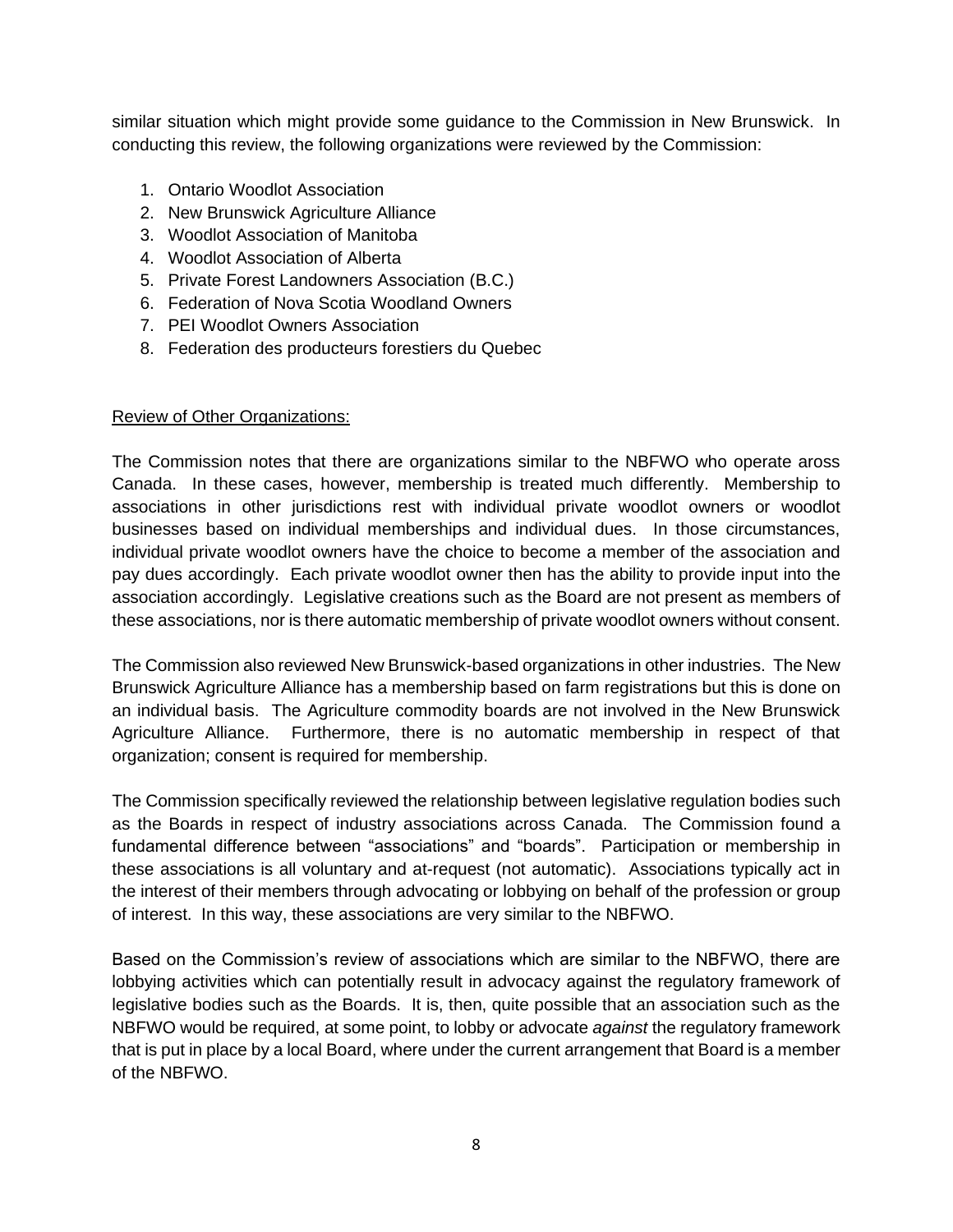similar situation which might provide some guidance to the Commission in New Brunswick. In conducting this review, the following organizations were reviewed by the Commission:

1. Ontario Woodlot Association
2. New Brunswick Agriculture Alliance
3. Woodlot Association of Manitoba
4. Woodlot Association of Alberta
5. Private Forest Landowners Association (B.C.)
6. Federation of Nova Scotia Woodland Owners
7. PEI Woodlot Owners Association
8. Federation des producteurs forestiers du Quebec

<u>Review of Other Organizations:</u>

The Commission notes that there are organizations similar to the NBFWO who operate aross Canada. In these cases, however, membership is treated much differently. Membership to associations in other jurisdictions rest with individual private woodlot owners or woodlot businesses based on individual memberships and individual dues. In those circumstances, individual private woodlot owners have the choice to become a member of the association and pay dues accordingly. Each private woodlot owner then has the ability to provide input into the association accordingly. Legislative creations such as the Board are not present as members of these associations, nor is there automatic membership of private woodlot owners without consent.

The Commission also reviewed New Brunswick-based organizations in other industries. The New Brunswick Agriculture Alliance has a membership based on farm registrations but this is done on an individual basis. The Agriculture commodity boards are not involved in the New Brunswick Agriculture Alliance. Furthermore, there is no automatic membership in respect of that organization; consent is required for membership.

The Commission specifically reviewed the relationship between legislative regulation bodies such as the Boards in respect of industry associations across Canada. The Commission found a fundamental difference between "associations" and "boards". Participation or membership in these associations is all voluntary and at-request (not automatic). Associations typically act in the interest of their members through advocating or lobbying on behalf of the profession or group of interest. In this way, these associations are very similar to the NBFWO.

Based on the Commission's review of associations which are similar to the NBFWO, there are lobbying activities which can potentially result in advocacy against the regulatory framework of legislative bodies such as the Boards. It is, then, quite possible that an association such as the NBFWO would be required, at some point, to lobby or advocate *against* the regulatory framework that is put in place by a local Board, where under the current arrangement that Board is a member of the NBFWO.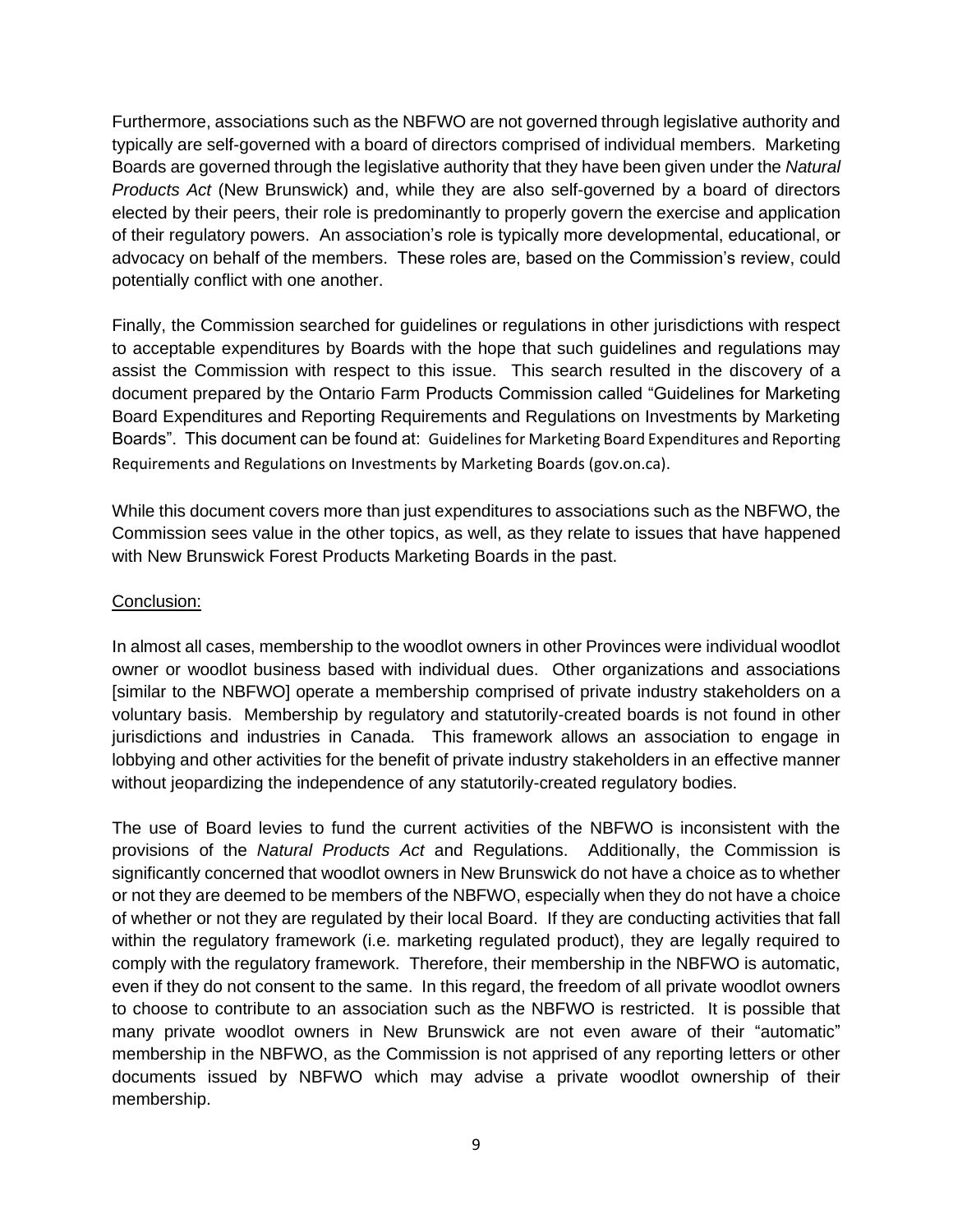Furthermore, associations such as the NBFWO are not governed through legislative authority and typically are self-governed with a board of directors comprised of individual members. Marketing Boards are governed through the legislative authority that they have been given under the *Natural Products Act* (New Brunswick) and, while they are also self-governed by a board of directors elected by their peers, their role is predominantly to properly govern the exercise and application of their regulatory powers. An association's role is typically more developmental, educational, or advocacy on behalf of the members. These roles are, based on the Commission's review, could potentially conflict with one another.

Finally, the Commission searched for guidelines or regulations in other jurisdictions with respect to acceptable expenditures by Boards with the hope that such guidelines and regulations may assist the Commission with respect to this issue. This search resulted in the discovery of a document prepared by the Ontario Farm Products Commission called "Guidelines for Marketing Board Expenditures and Reporting Requirements and Regulations on Investments by Marketing Boards". This document can be found at: Guidelines for Marketing Board Expenditures and Reporting Requirements and Regulations on Investments by Marketing Boards (gov.on.ca).

While this document covers more than just expenditures to associations such as the NBFWO, the Commission sees value in the other topics, as well, as they relate to issues that have happened with New Brunswick Forest Products Marketing Boards in the past.

Conclusion:

In almost all cases, membership to the woodlot owners in other Provinces were individual woodlot owner or woodlot business based with individual dues. Other organizations and associations [similar to the NBFWO] operate a membership comprised of private industry stakeholders on a voluntary basis. Membership by regulatory and statutorily-created boards is not found in other jurisdictions and industries in Canada. This framework allows an association to engage in lobbying and other activities for the benefit of private industry stakeholders in an effective manner without jeopardizing the independence of any statutorily-created regulatory bodies.

The use of Board levies to fund the current activities of the NBFWO is inconsistent with the provisions of the *Natural Products Act* and Regulations. Additionally, the Commission is significantly concerned that woodlot owners in New Brunswick do not have a choice as to whether or not they are deemed to be members of the NBFWO, especially when they do not have a choice of whether or not they are regulated by their local Board. If they are conducting activities that fall within the regulatory framework (i.e. marketing regulated product), they are legally required to comply with the regulatory framework. Therefore, their membership in the NBFWO is automatic, even if they do not consent to the same. In this regard, the freedom of all private woodlot owners to choose to contribute to an association such as the NBFWO is restricted. It is possible that many private woodlot owners in New Brunswick are not even aware of their "automatic" membership in the NBFWO, as the Commission is not apprised of any reporting letters or other documents issued by NBFWO which may advise a private woodlot ownership of their membership.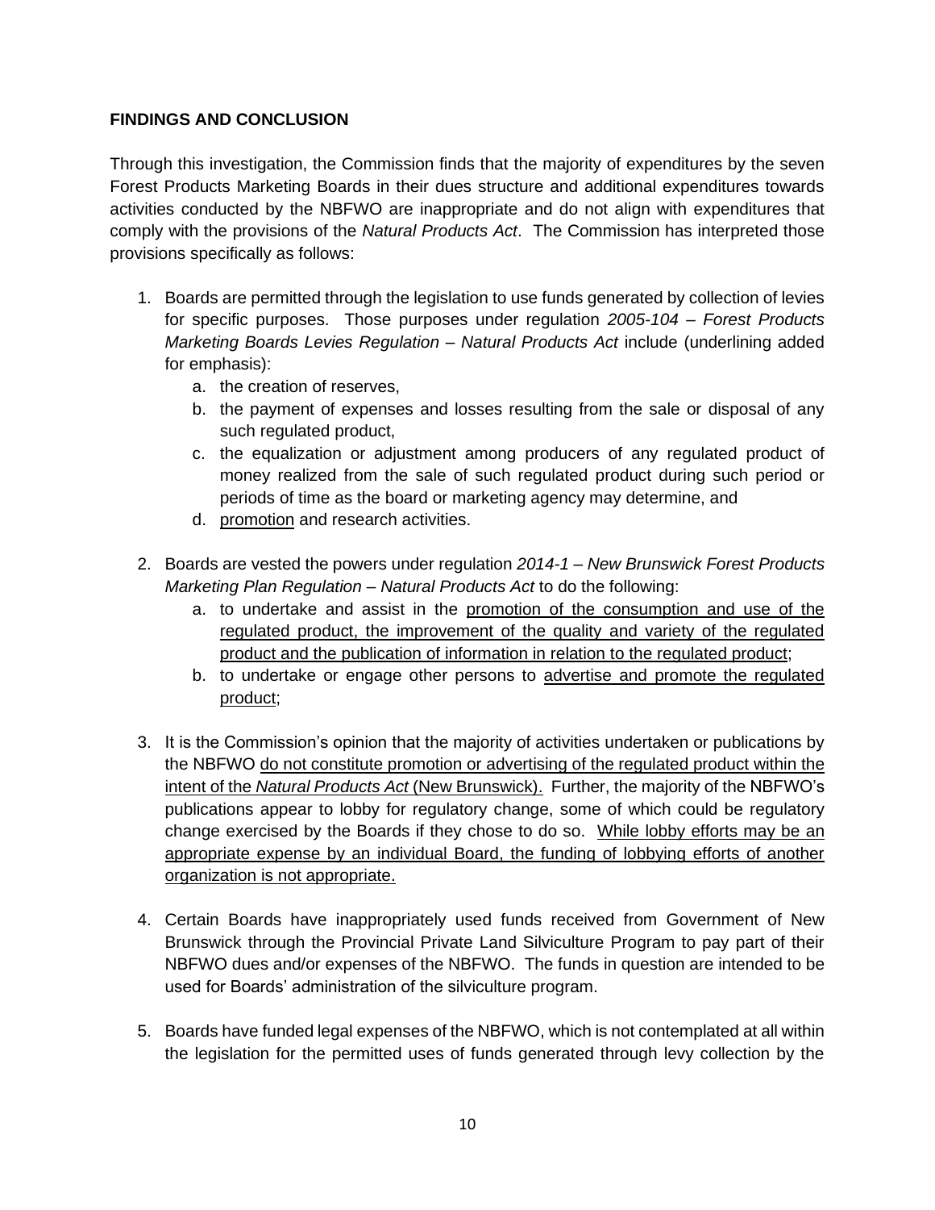## FINDINGS AND CONCLUSION

Through this investigation, the Commission finds that the majority of expenditures by the seven Forest Products Marketing Boards in their dues structure and additional expenditures towards activities conducted by the NBFWO are inappropriate and do not align with expenditures that comply with the provisions of the *Natural Products Act*. The Commission has interpreted those provisions specifically as follows:

1. Boards are permitted through the legislation to use funds generated by collection of levies for specific purposes. Those purposes under regulation *2005-104 – Forest Products Marketing Boards Levies Regulation – Natural Products Act* include (underlining added for emphasis):
   a. the creation of reserves,
   b. the payment of expenses and losses resulting from the sale or disposal of any such regulated product,
   c. the equalization or adjustment among producers of any regulated product of money realized from the sale of such regulated product during such period or periods of time as the board or marketing agency may determine, and
   d. <u>promotion</u> and research activities.

2. Boards are vested the powers under regulation *2014-1 – New Brunswick Forest Products Marketing Plan Regulation – Natural Products Act* to do the following:
   a. to undertake and assist in the <u>promotion of the consumption and use of the regulated product, the improvement of the quality and variety of the regulated product and the publication of information in relation to the regulated product</u>;
   b. to undertake or engage other persons to <u>advertise and promote the regulated product</u>;

3. It is the Commission's opinion that the majority of activities undertaken or publications by the NBFWO <u>do not constitute promotion or advertising of the regulated product within the intent of the *Natural Products Act* (New Brunswick).</u> Further, the majority of the NBFWO's publications appear to lobby for regulatory change, some of which could be regulatory change exercised by the Boards if they chose to do so. <u>While lobby efforts may be an appropriate expense by an individual Board, the funding of lobbying efforts of another organization is not appropriate.</u>

4. Certain Boards have inappropriately used funds received from Government of New Brunswick through the Provincial Private Land Silviculture Program to pay part of their NBFWO dues and/or expenses of the NBFWO. The funds in question are intended to be used for Boards' administration of the silviculture program.

5. Boards have funded legal expenses of the NBFWO, which is not contemplated at all within the legislation for the permitted uses of funds generated through levy collection by the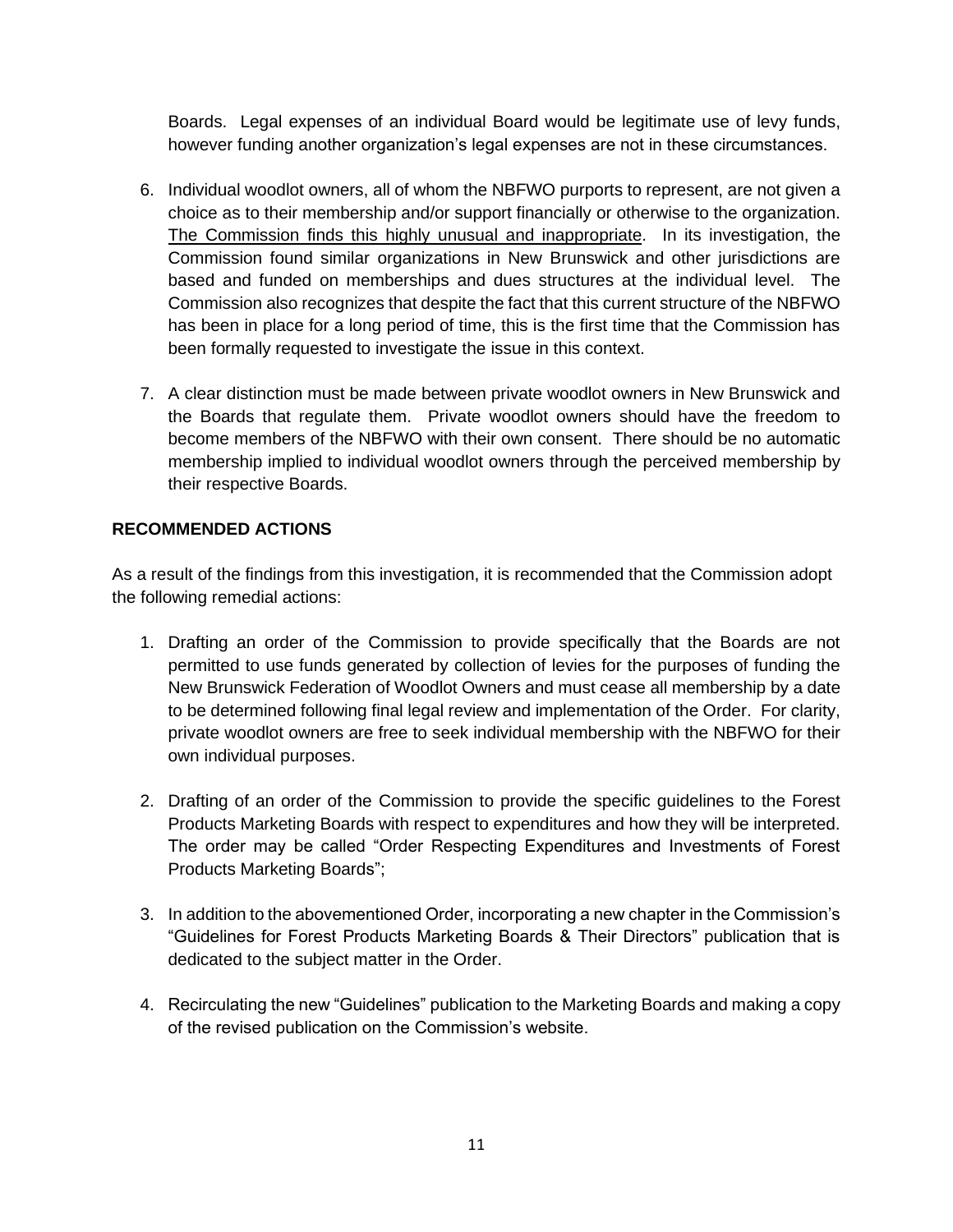Boards. Legal expenses of an individual Board would be legitimate use of levy funds, however funding another organization's legal expenses are not in these circumstances.

6. Individual woodlot owners, all of whom the NBFWO purports to represent, are not given a choice as to their membership and/or support financially or otherwise to the organization. <u>The Commission finds this highly unusual and inappropriate</u>. In its investigation, the Commission found similar organizations in New Brunswick and other jurisdictions are based and funded on memberships and dues structures at the individual level. The Commission also recognizes that despite the fact that this current structure of the NBFWO has been in place for a long period of time, this is the first time that the Commission has been formally requested to investigate the issue in this context.

7. A clear distinction must be made between private woodlot owners in New Brunswick and the Boards that regulate them. Private woodlot owners should have the freedom to become members of the NBFWO with their own consent. There should be no automatic membership implied to individual woodlot owners through the perceived membership by their respective Boards.

**RECOMMENDED ACTIONS**

As a result of the findings from this investigation, it is recommended that the Commission adopt the following remedial actions:

1. Drafting an order of the Commission to provide specifically that the Boards are not permitted to use funds generated by collection of levies for the purposes of funding the New Brunswick Federation of Woodlot Owners and must cease all membership by a date to be determined following final legal review and implementation of the Order. For clarity, private woodlot owners are free to seek individual membership with the NBFWO for their own individual purposes.

2. Drafting of an order of the Commission to provide the specific guidelines to the Forest Products Marketing Boards with respect to expenditures and how they will be interpreted. The order may be called "Order Respecting Expenditures and Investments of Forest Products Marketing Boards";

3. In addition to the abovementioned Order, incorporating a new chapter in the Commission's "Guidelines for Forest Products Marketing Boards & Their Directors" publication that is dedicated to the subject matter in the Order.

4. Recirculating the new "Guidelines" publication to the Marketing Boards and making a copy of the revised publication on the Commission's website.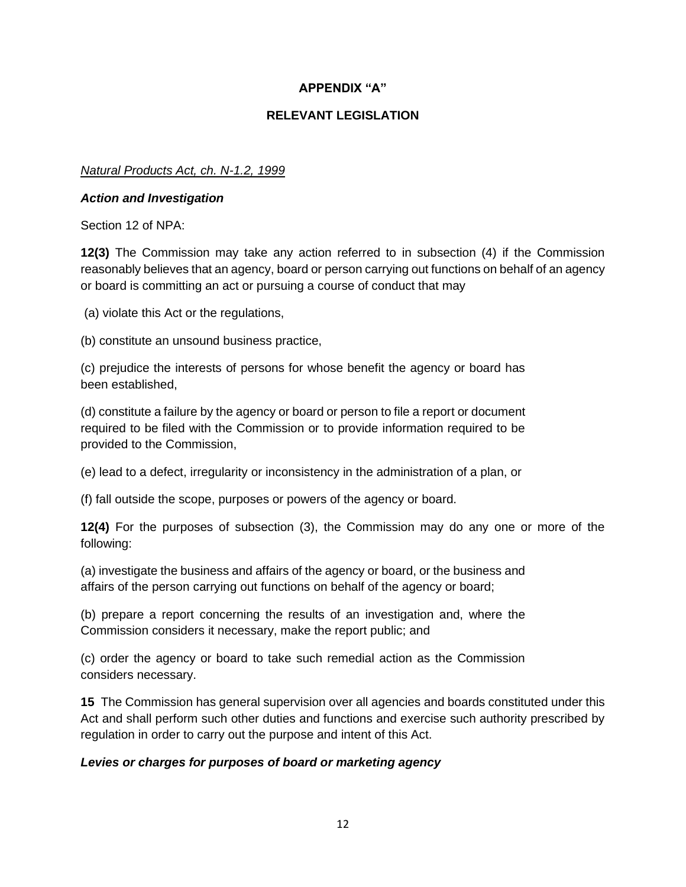# APPENDIX "A"

## RELEVANT LEGISLATION

<u>*Natural Products Act, ch. N-1.2, 1999*</u>

***Action and Investigation***

Section 12 of NPA:

**12(3)** The Commission may take any action referred to in subsection (4) if the Commission reasonably believes that an agency, board or person carrying out functions on behalf of an agency or board is committing an act or pursuing a course of conduct that may

(a) violate this Act or the regulations,

(b) constitute an unsound business practice,

(c) prejudice the interests of persons for whose benefit the agency or board has been established,

(d) constitute a failure by the agency or board or person to file a report or document required to be filed with the Commission or to provide information required to be provided to the Commission,

(e) lead to a defect, irregularity or inconsistency in the administration of a plan, or

(f) fall outside the scope, purposes or powers of the agency or board.

**12(4)** For the purposes of subsection (3), the Commission may do any one or more of the following:

(a) investigate the business and affairs of the agency or board, or the business and affairs of the person carrying out functions on behalf of the agency or board;

(b) prepare a report concerning the results of an investigation and, where the Commission considers it necessary, make the report public; and

(c) order the agency or board to take such remedial action as the Commission considers necessary.

**15** The Commission has general supervision over all agencies and boards constituted under this Act and shall perform such other duties and functions and exercise such authority prescribed by regulation in order to carry out the purpose and intent of this Act.

***Levies or charges for purposes of board or marketing agency***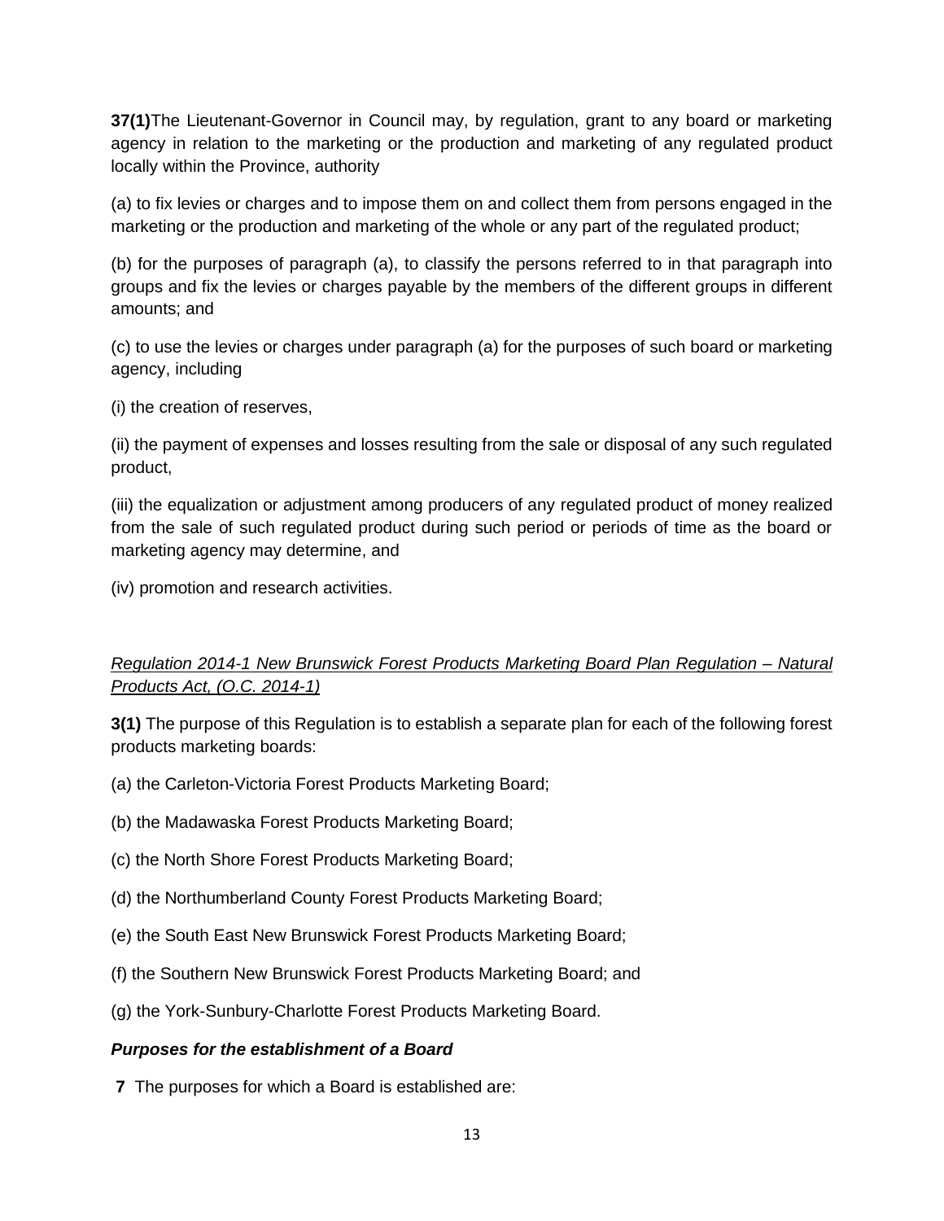**37(1)**The Lieutenant-Governor in Council may, by regulation, grant to any board or marketing agency in relation to the marketing or the production and marketing of any regulated product locally within the Province, authority

(a) to fix levies or charges and to impose them on and collect them from persons engaged in the marketing or the production and marketing of the whole or any part of the regulated product;

(b) for the purposes of paragraph (a), to classify the persons referred to in that paragraph into groups and fix the levies or charges payable by the members of the different groups in different amounts; and

(c) to use the levies or charges under paragraph (a) for the purposes of such board or marketing agency, including

(i) the creation of reserves,

(ii) the payment of expenses and losses resulting from the sale or disposal of any such regulated product,

(iii) the equalization or adjustment among producers of any regulated product of money realized from the sale of such regulated product during such period or periods of time as the board or marketing agency may determine, and

(iv) promotion and research activities.

<u>*Regulation 2014-1 New Brunswick Forest Products Marketing Board Plan Regulation – Natural Products Act, (O.C. 2014-1)*</u>

**3(1)** The purpose of this Regulation is to establish a separate plan for each of the following forest products marketing boards:

(a) the Carleton-Victoria Forest Products Marketing Board;

(b) the Madawaska Forest Products Marketing Board;

(c) the North Shore Forest Products Marketing Board;

(d) the Northumberland County Forest Products Marketing Board;

(e) the South East New Brunswick Forest Products Marketing Board;

(f) the Southern New Brunswick Forest Products Marketing Board; and

(g) the York-Sunbury-Charlotte Forest Products Marketing Board.

***Purposes for the establishment of a Board***

**7** The purposes for which a Board is established are: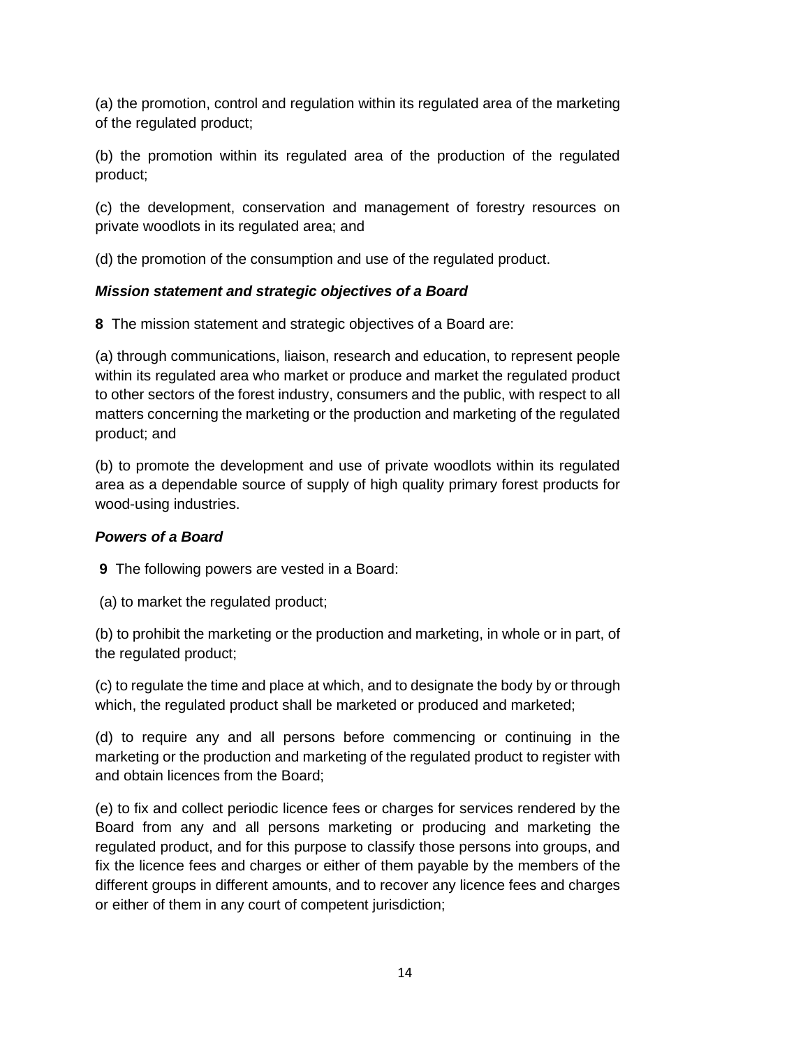(a) the promotion, control and regulation within its regulated area of the marketing of the regulated product;

(b) the promotion within its regulated area of the production of the regulated product;

(c) the development, conservation and management of forestry resources on private woodlots in its regulated area; and

(d) the promotion of the consumption and use of the regulated product.

***Mission statement and strategic objectives of a Board***

**8** The mission statement and strategic objectives of a Board are:

(a) through communications, liaison, research and education, to represent people within its regulated area who market or produce and market the regulated product to other sectors of the forest industry, consumers and the public, with respect to all matters concerning the marketing or the production and marketing of the regulated product; and

(b) to promote the development and use of private woodlots within its regulated area as a dependable source of supply of high quality primary forest products for wood-using industries.

***Powers of a Board***

**9** The following powers are vested in a Board:

(a) to market the regulated product;

(b) to prohibit the marketing or the production and marketing, in whole or in part, of the regulated product;

(c) to regulate the time and place at which, and to designate the body by or through which, the regulated product shall be marketed or produced and marketed;

(d) to require any and all persons before commencing or continuing in the marketing or the production and marketing of the regulated product to register with and obtain licences from the Board;

(e) to fix and collect periodic licence fees or charges for services rendered by the Board from any and all persons marketing or producing and marketing the regulated product, and for this purpose to classify those persons into groups, and fix the licence fees and charges or either of them payable by the members of the different groups in different amounts, and to recover any licence fees and charges or either of them in any court of competent jurisdiction;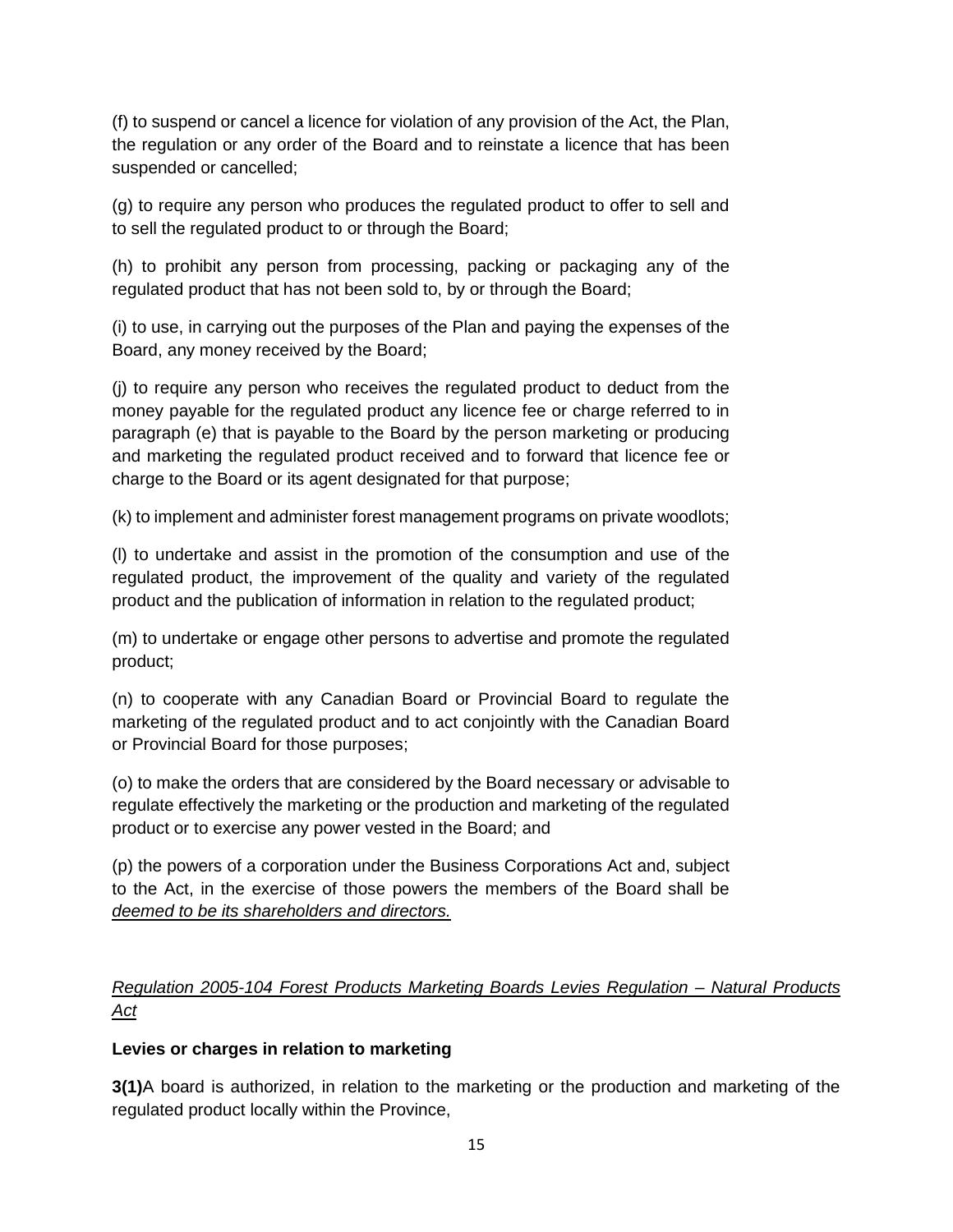(f) to suspend or cancel a licence for violation of any provision of the Act, the Plan, the regulation or any order of the Board and to reinstate a licence that has been suspended or cancelled;

(g) to require any person who produces the regulated product to offer to sell and to sell the regulated product to or through the Board;

(h) to prohibit any person from processing, packing or packaging any of the regulated product that has not been sold to, by or through the Board;

(i) to use, in carrying out the purposes of the Plan and paying the expenses of the Board, any money received by the Board;

(j) to require any person who receives the regulated product to deduct from the money payable for the regulated product any licence fee or charge referred to in paragraph (e) that is payable to the Board by the person marketing or producing and marketing the regulated product received and to forward that licence fee or charge to the Board or its agent designated for that purpose;

(k) to implement and administer forest management programs on private woodlots;

(l) to undertake and assist in the promotion of the consumption and use of the regulated product, the improvement of the quality and variety of the regulated product and the publication of information in relation to the regulated product;

(m) to undertake or engage other persons to advertise and promote the regulated product;

(n) to cooperate with any Canadian Board or Provincial Board to regulate the marketing of the regulated product and to act conjointly with the Canadian Board or Provincial Board for those purposes;

(o) to make the orders that are considered by the Board necessary or advisable to regulate effectively the marketing or the production and marketing of the regulated product or to exercise any power vested in the Board; and

(p) the powers of a corporation under the Business Corporations Act and, subject to the Act, in the exercise of those powers the members of the Board shall be *deemed to be its shareholders and directors.*

*Regulation 2005-104 Forest Products Marketing Boards Levies Regulation – Natural Products Act*

**Levies or charges in relation to marketing**

**3(1)**A board is authorized, in relation to the marketing or the production and marketing of the regulated product locally within the Province,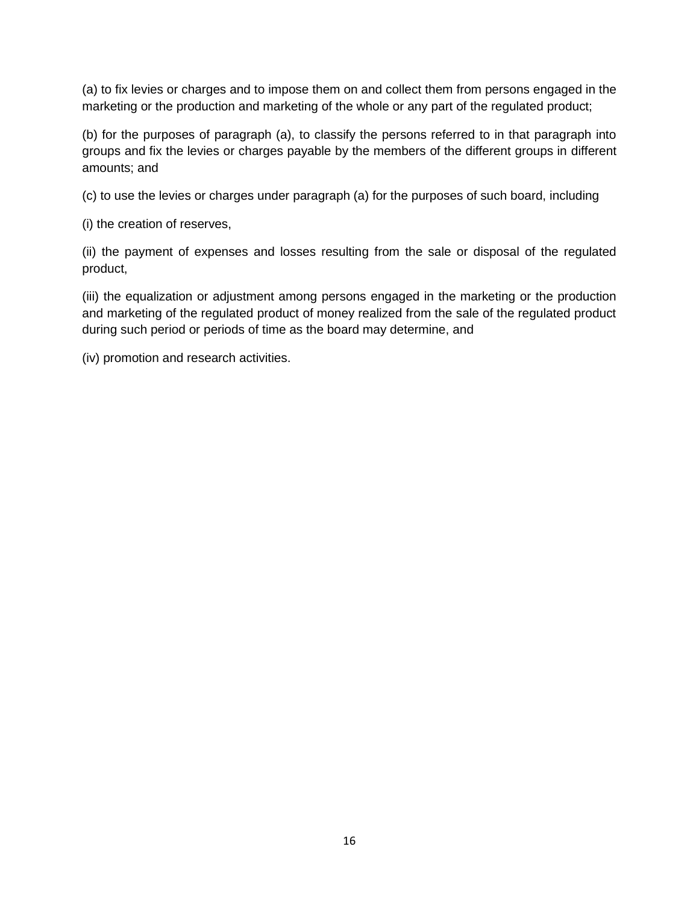(a) to fix levies or charges and to impose them on and collect them from persons engaged in the marketing or the production and marketing of the whole or any part of the regulated product;

(b) for the purposes of paragraph (a), to classify the persons referred to in that paragraph into groups and fix the levies or charges payable by the members of the different groups in different amounts; and

(c) to use the levies or charges under paragraph (a) for the purposes of such board, including

(i) the creation of reserves,

(ii) the payment of expenses and losses resulting from the sale or disposal of the regulated product,

(iii) the equalization or adjustment among persons engaged in the marketing or the production and marketing of the regulated product of money realized from the sale of the regulated product during such period or periods of time as the board may determine, and

(iv) promotion and research activities.